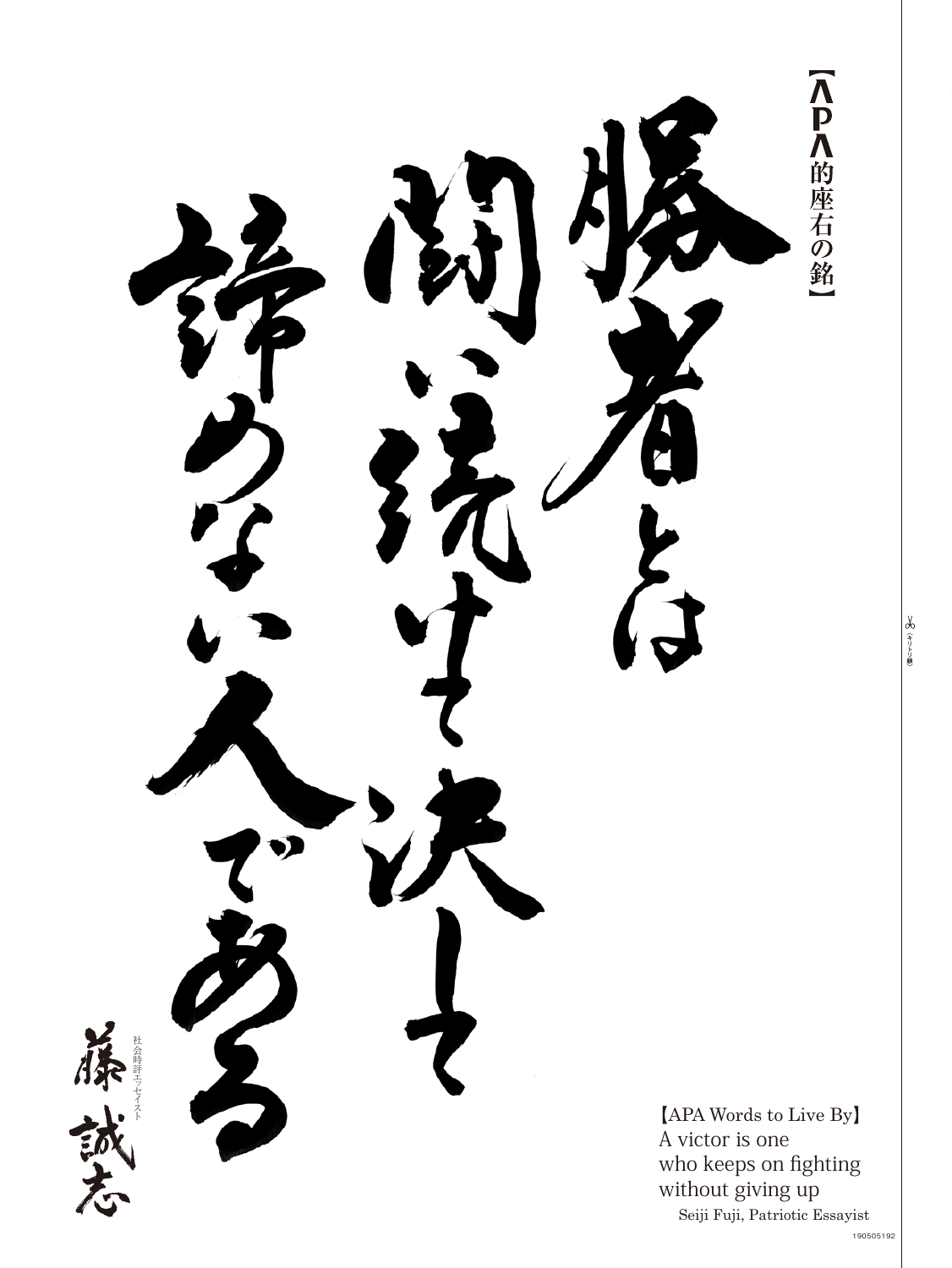【APA的座右の銘】

# 勝者とは闘い続けて決して諦めない人である

社会時評エッセイスト

藤 誠志

【APA Words to Live By】

A victor is one who keeps on fighting without giving up

Seiji Fuji, Patriotic Essayist

190505192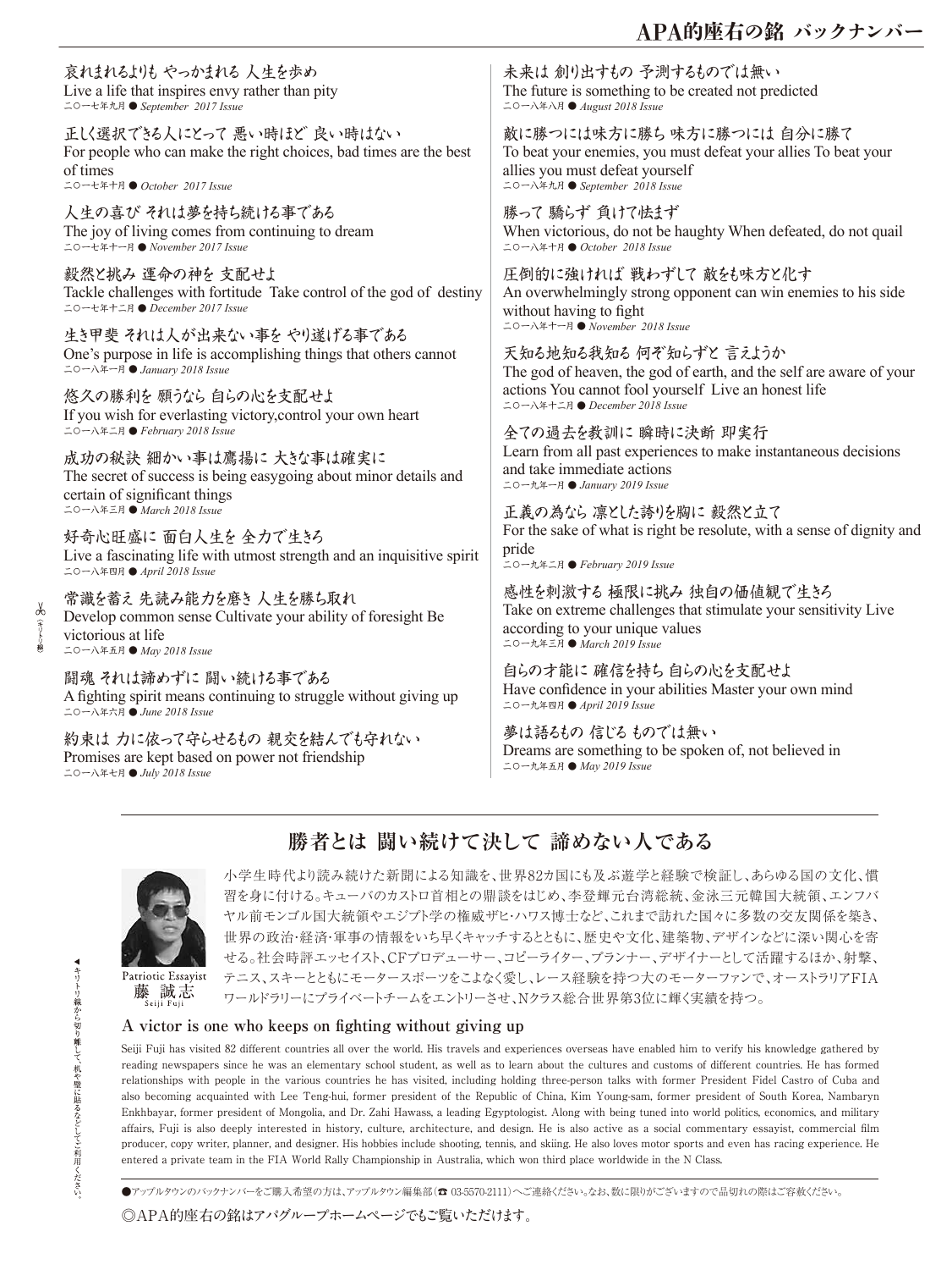# APA的座右の銘 バックナンバー

哀れまれるよりも やっかまれる 人生を歩め
Live a life that inspires envy rather than pity
二〇一七年九月 ● *September 2017 Issue*

正しく選択できる人にとって 悪い時ほど 良い時はない
For people who can make the right choices, bad times are the best of times
二〇一七年十月 ● *October 2017 Issue*

人生の喜び それは夢を持ち続ける事である
The joy of living comes from continuing to dream
二〇一七年十一月 ● *November 2017 Issue*

毅然と挑み 運命の神を 支配せよ
Tackle challenges with fortitude Take control of the god of destiny
二〇一七年十二月 ● *December 2017 Issue*

生き甲斐 それは人が出来ない事を やり遂げる事である
One's purpose in life is accomplishing things that others cannot
二〇一八年一月 ● *January 2018 Issue*

悠久の勝利を 願うなら 自らの心を支配せよ
If you wish for everlasting victory,control your own heart
二〇一八年二月 ● *February 2018 Issue*

成功の秘訣 細かい事は鷹揚に 大きな事は確実に
The secret of success is being easygoing about minor details and certain of significant things
二〇一八年三月 ● *March 2018 Issue*

好奇心旺盛に 面白人生を 全力で生きろ
Live a fascinating life with utmost strength and an inquisitive spirit
二〇一八年四月 ● *April 2018 Issue*

常識を蓄え 先読み能力を磨き 人生を勝ち取れ
Develop common sense Cultivate your ability of foresight Be victorious at life
二〇一八年五月 ● *May 2018 Issue*

闘魂 それは諦めずに 闘い続ける事である
A fighting spirit means continuing to struggle without giving up
二〇一八年六月 ● *June 2018 Issue*

約束は 力に依って守らせるもの 親交を結んでも守れない
Promises are kept based on power not friendship
二〇一八年七月 ● *July 2018 Issue*

未来は 創り出すもの 予測するものでは無い
The future is something to be created not predicted
二〇一八年八月 ● *August 2018 Issue*

敵に勝つには味方に勝ち 味方に勝つには 自分に勝て
To beat your enemies, you must defeat your allies To beat your allies you must defeat yourself
二〇一八年九月 ● *September 2018 Issue*

勝って 驕らず 負けて怯まず
When victorious, do not be haughty When defeated, do not quail
二〇一八年十月 ● *October 2018 Issue*

圧倒的に強ければ 戦わずして 敵をも味方と化す
An overwhelmingly strong opponent can win enemies to his side without having to fight
二〇一八年十一月 ● *November 2018 Issue*

天知る地知る我知る 何ぞ知らずと 言えようか
The god of heaven, the god of earth, and the self are aware of your actions You cannot fool yourself Live an honest life
二〇一八年十二月 ● *December 2018 Issue*

全ての過去を教訓に 瞬時に決断 即実行
Learn from all past experiences to make instantaneous decisions and take immediate actions
二〇一九年一月 ● *January 2019 Issue*

正義の為なら 凛とした誇りを胸に 毅然と立て
For the sake of what is right be resolute, with a sense of dignity and pride
二〇一九年二月 ● *February 2019 Issue*

感性を刺激する 極限に挑み 独自の価値観で生きろ
Take on extreme challenges that stimulate your sensitivity Live according to your unique values
二〇一九年三月 ● *March 2019 Issue*

自らの才能に 確信を持ち 自らの心を支配せよ
Have confidence in your abilities Master your own mind
二〇一九年四月 ● *April 2019 Issue*

夢は語るもの 信じる ものでは無い
Dreams are something to be spoken of, not believed in
二〇一九年五月 ● *May 2019 Issue*

## 勝者とは 闘い続けて決して 諦めない人である

Patriotic Essayist
藤 誠志
Seiji Fuji

小学生時代より読み続けた新聞による知識を、世界82カ国にも及ぶ遊学と経験で検証し、あらゆる国の文化、慣習を身に付ける。キューバのカストロ首相との鼎談をはじめ、李登輝元台湾総統、金泳三元韓国大統領、エンフバヤル前モンゴル国大統領やエジプト学の権威ザヒ・ハワス博士など、これまで訪れた国々に多数の交友関係を築き、世界の政治・経済・軍事の情報をいち早くキャッチするとともに、歴史や文化、建築物、デザインなどに深い関心を寄せる。社会時評エッセイスト、CFプロデューサー、コピーライター、プランナー、デザイナーとして活躍するほか、射撃、テニス、スキーとともにモータースポーツをこよなく愛し、レース経験を持つ大のモーターファンで、オーストラリアFIAワールドラリーにプライベートチームをエントリーさせ、Nクラス総合世界第3位に輝く実績を持つ。

### A victor is one who keeps on fighting without giving up

Seiji Fuji has visited 82 different countries all over the world. His travels and experiences overseas have enabled him to verify his knowledge gathered by reading newspapers since he was an elementary school student, as well as to learn about the cultures and customs of different countries. He has formed relationships with people in the various countries he has visited, including holding three-person talks with former President Fidel Castro of Cuba and also becoming acquainted with Lee Teng-hui, former president of the Republic of China, Kim Young-sam, former president of South Korea, Nambaryn Enkhbayar, former president of Mongolia, and Dr. Zahi Hawass, a leading Egyptologist. Along with being tuned into world politics, economics, and military affairs, Fuji is also deeply interested in history, culture, architecture, and design. He is also active as a social commentary essayist, commercial film producer, copy writer, planner, and designer. His hobbies include shooting, tennis, and skiing. He also loves motor sports and even has racing experience. He entered a private team in the FIA World Rally Championship in Australia, which won third place worldwide in the N Class.

◀キリトリ線から切り離して、机や壁に貼るなどしてご利用ください。

●アップルタウンのバックナンバーをご購入希望の方は、アップルタウン編集部（☎ 03-5570-2111）へご連絡ください。なお、数に限りがございますので品切れの際はご容赦ください。

◎APA的座右の銘はアパグループホームページでもご覧いただけます。